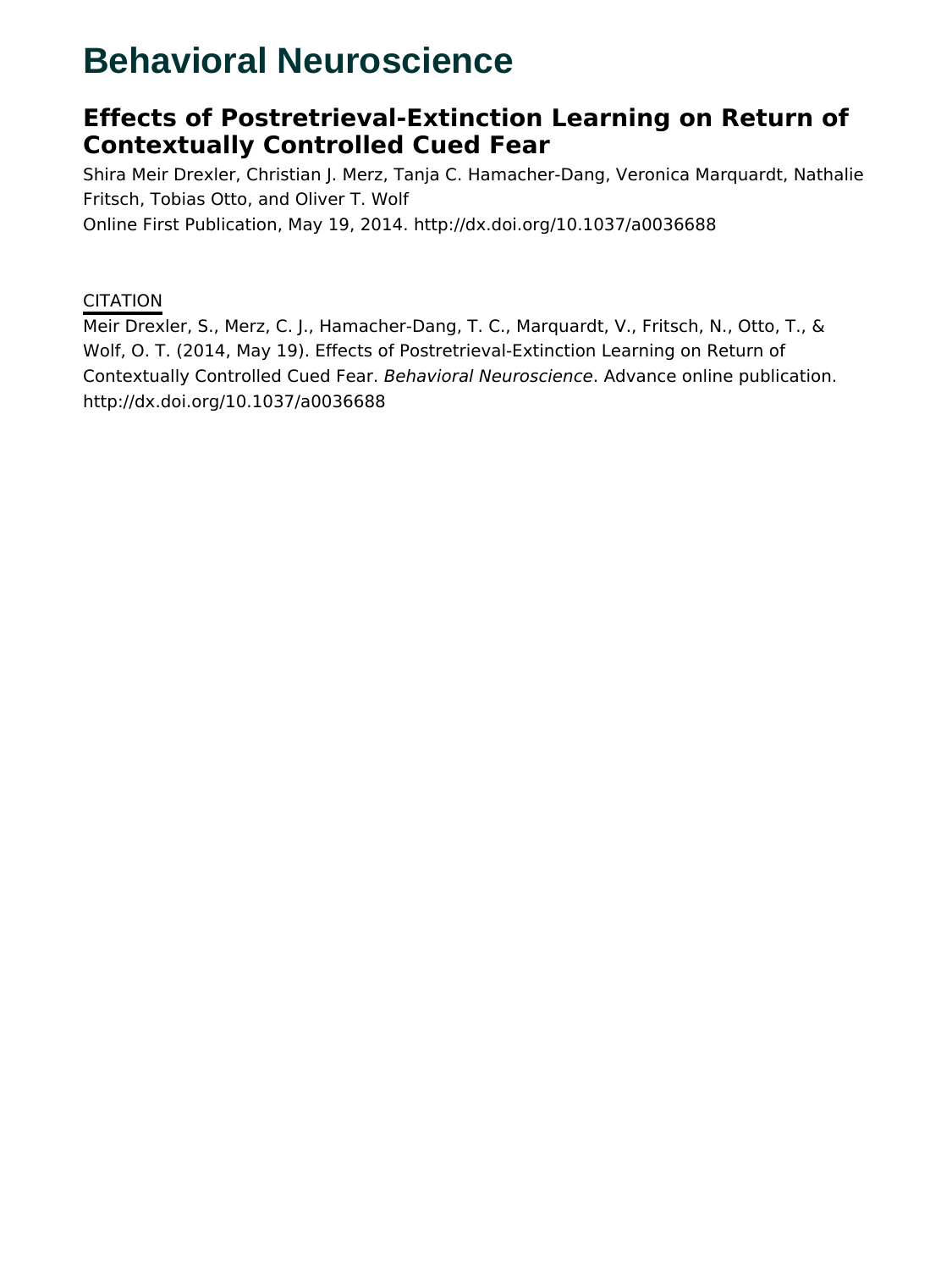# Behavioral Neuroscience

## Effects of Postretrieval-Extinction Learning on Return of Contextually Controlled Cued Fear

Shira Meir Drexler, Christian J. Merz, Tanja C. Hamacher-Dang, Veronica Marquardt, Nathalie Fritsch, Tobias Otto, and Oliver T. Wolf

Online First Publication, May 19, 2014. http://dx.doi.org/10.1037/a0036688

CITATION

Meir Drexler, S., Merz, C. J., Hamacher-Dang, T. C., Marquardt, V., Fritsch, N., Otto, T., & Wolf, O. T. (2014, May 19). Effects of Postretrieval-Extinction Learning on Return of Contextually Controlled Cued Fear. *Behavioral Neuroscience*. Advance online publication. http://dx.doi.org/10.1037/a0036688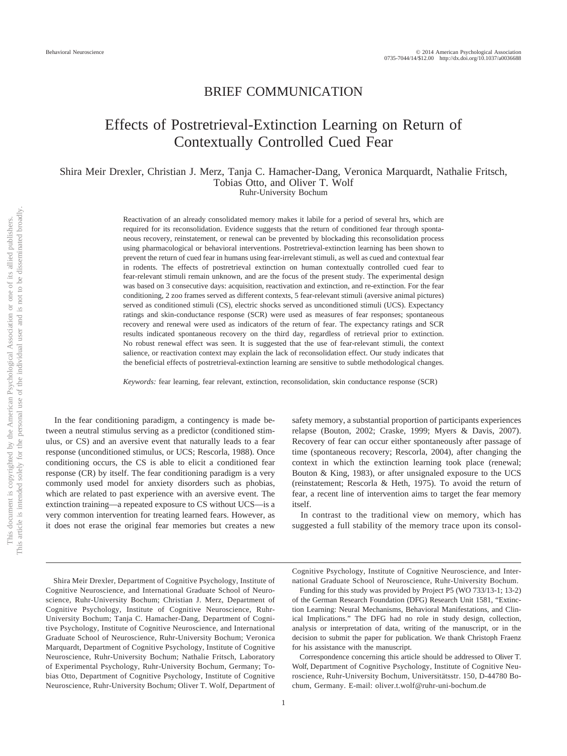# BRIEF COMMUNICATION

# Effects of Postretrieval-Extinction Learning on Return of Contextually Controlled Cued Fear

Shira Meir Drexler, Christian J. Merz, Tanja C. Hamacher-Dang, Veronica Marquardt, Nathalie Fritsch, Tobias Otto, and Oliver T. Wolf

Ruhr-University Bochum

Reactivation of an already consolidated memory makes it labile for a period of several hrs, which are required for its reconsolidation. Evidence suggests that the return of conditioned fear through spontaneous recovery, reinstatement, or renewal can be prevented by blockading this reconsolidation process using pharmacological or behavioral interventions. Postretrieval-extinction learning has been shown to prevent the return of cued fear in humans using fear-irrelevant stimuli, as well as cued and contextual fear in rodents. The effects of postretrieval extinction on human contextually controlled cued fear to fear-relevant stimuli remain unknown, and are the focus of the present study. The experimental design was based on 3 consecutive days: acquisition, reactivation and extinction, and re-extinction. For the fear conditioning, 2 zoo frames served as different contexts, 5 fear-relevant stimuli (aversive animal pictures) served as conditioned stimuli (CS), electric shocks served as unconditioned stimuli (UCS). Expectancy ratings and skin-conductance response (SCR) were used as measures of fear responses; spontaneous recovery and renewal were used as indicators of the return of fear. The expectancy ratings and SCR results indicated spontaneous recovery on the third day, regardless of retrieval prior to extinction. No robust renewal effect was seen. It is suggested that the use of fear-relevant stimuli, the context salience, or reactivation context may explain the lack of reconsolidation effect. Our study indicates that the beneficial effects of postretrieval-extinction learning are sensitive to subtle methodological changes.

*Keywords:* fear learning, fear relevant, extinction, reconsolidation, skin conductance response (SCR)

In the fear conditioning paradigm, a contingency is made between a neutral stimulus serving as a predictor (conditioned stimulus, or CS) and an aversive event that naturally leads to a fear response (unconditioned stimulus, or UCS; Rescorla, 1988). Once conditioning occurs, the CS is able to elicit a conditioned fear response (CR) by itself. The fear conditioning paradigm is a very commonly used model for anxiety disorders such as phobias, which are related to past experience with an aversive event. The extinction training—a repeated exposure to CS without UCS—is a very common intervention for treating learned fears. However, as it does not erase the original fear memories but creates a new safety memory, a substantial proportion of participants experiences relapse (Bouton, 2002; Craske, 1999; Myers & Davis, 2007). Recovery of fear can occur either spontaneously after passage of time (spontaneous recovery; Rescorla, 2004), after changing the context in which the extinction learning took place (renewal; Bouton & King, 1983), or after unsignaled exposure to the UCS (reinstatement; Rescorla & Heth, 1975). To avoid the return of fear, a recent line of intervention aims to target the fear memory itself.

In contrast to the traditional view on memory, which has suggested a full stability of the memory trace upon its consol-

Shira Meir Drexler, Department of Cognitive Psychology, Institute of Cognitive Neuroscience, and International Graduate School of Neuroscience, Ruhr-University Bochum; Christian J. Merz, Department of Cognitive Psychology, Institute of Cognitive Neuroscience, Ruhr-University Bochum; Tanja C. Hamacher-Dang, Department of Cognitive Psychology, Institute of Cognitive Neuroscience, and International Graduate School of Neuroscience, Ruhr-University Bochum; Veronica Marquardt, Department of Cognitive Psychology, Institute of Cognitive Neuroscience, Ruhr-University Bochum; Nathalie Fritsch, Laboratory of Experimental Psychology, Ruhr-University Bochum, Germany; Tobias Otto, Department of Cognitive Psychology, Institute of Cognitive Neuroscience, Ruhr-University Bochum; Oliver T. Wolf, Department of Cognitive Psychology, Institute of Cognitive Neuroscience, and International Graduate School of Neuroscience, Ruhr-University Bochum.

Funding for this study was provided by Project P5 (WO 733/13-1; 13-2) of the German Research Foundation (DFG) Research Unit 1581, "Extinction Learning: Neural Mechanisms, Behavioral Manifestations, and Clinical Implications." The DFG had no role in study design, collection, analysis or interpretation of data, writing of the manuscript, or in the decision to submit the paper for publication. We thank Christoph Fraenz for his assistance with the manuscript.

Correspondence concerning this article should be addressed to Oliver T. Wolf, Department of Cognitive Psychology, Institute of Cognitive Neuroscience, Ruhr-University Bochum, Universitätsstr. 150, D-44780 Bochum, Germany. E-mail: oliver.t.wolf@ruhr-uni-bochum.de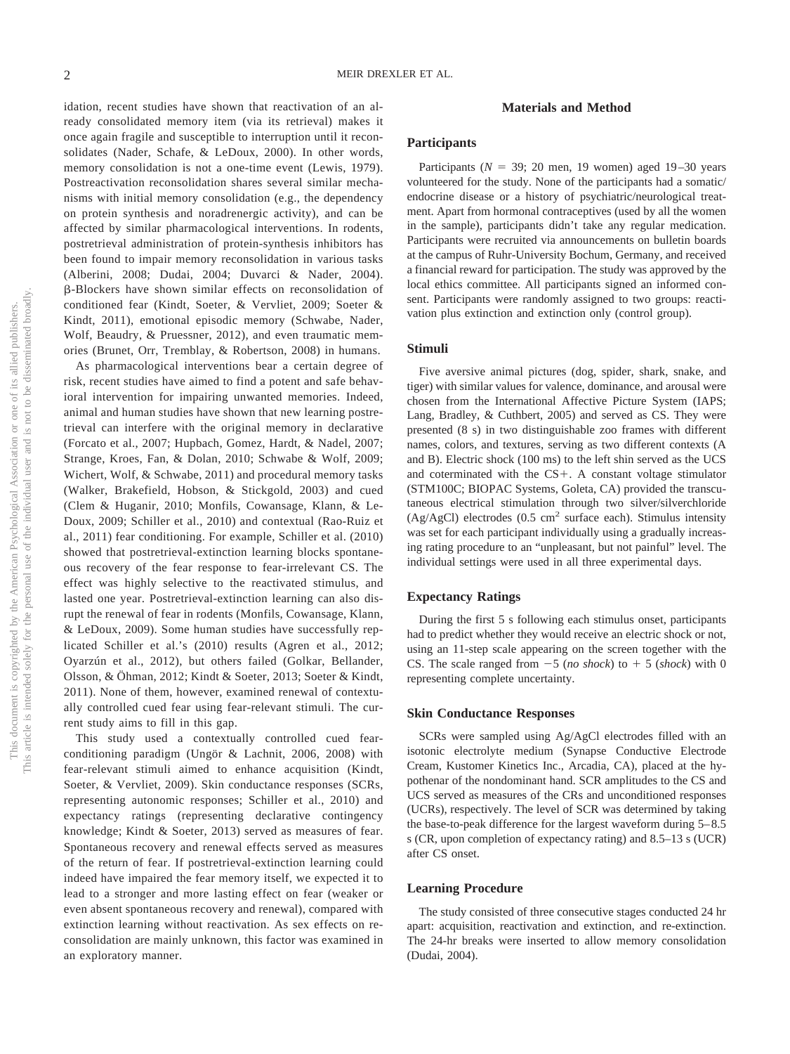idation, recent studies have shown that reactivation of an already consolidated memory item (via its retrieval) makes it once again fragile and susceptible to interruption until it reconsolidates (Nader, Schafe, & LeDoux, 2000). In other words, memory consolidation is not a one-time event (Lewis, 1979). Postreactivation reconsolidation shares several similar mechanisms with initial memory consolidation (e.g., the dependency on protein synthesis and noradrenergic activity), and can be affected by similar pharmacological interventions. In rodents, postretrieval administration of protein-synthesis inhibitors has been found to impair memory reconsolidation in various tasks (Alberini, 2008; Dudai, 2004; Duvarci & Nader, 2004). β-Blockers have shown similar effects on reconsolidation of conditioned fear (Kindt, Soeter, & Vervliet, 2009; Soeter & Kindt, 2011), emotional episodic memory (Schwabe, Nader, Wolf, Beaudry, & Pruessner, 2012), and even traumatic memories (Brunet, Orr, Tremblay, & Robertson, 2008) in humans.

As pharmacological interventions bear a certain degree of risk, recent studies have aimed to find a potent and safe behavioral intervention for impairing unwanted memories. Indeed, animal and human studies have shown that new learning postretrieval can interfere with the original memory in declarative (Forcato et al., 2007; Hupbach, Gomez, Hardt, & Nadel, 2007; Strange, Kroes, Fan, & Dolan, 2010; Schwabe & Wolf, 2009; Wichert, Wolf, & Schwabe, 2011) and procedural memory tasks (Walker, Brakefield, Hobson, & Stickgold, 2003) and cued (Clem & Huganir, 2010; Monfils, Cowansage, Klann, & LeDoux, 2009; Schiller et al., 2010) and contextual (Rao-Ruiz et al., 2011) fear conditioning. For example, Schiller et al. (2010) showed that postretrieval-extinction learning blocks spontaneous recovery of the fear response to fear-irrelevant CS. The effect was highly selective to the reactivated stimulus, and lasted one year. Postretrieval-extinction learning can also disrupt the renewal of fear in rodents (Monfils, Cowansage, Klann, & LeDoux, 2009). Some human studies have successfully replicated Schiller et al.'s (2010) results (Agren et al., 2012; Oyarzún et al., 2012), but others failed (Golkar, Bellander, Olsson, & Öhman, 2012; Kindt & Soeter, 2013; Soeter & Kindt, 2011). None of them, however, examined renewal of contextually controlled cued fear using fear-relevant stimuli. The current study aims to fill in this gap.

This study used a contextually controlled cued fear-conditioning paradigm (Ungör & Lachnit, 2006, 2008) with fear-relevant stimuli aimed to enhance acquisition (Kindt, Soeter, & Vervliet, 2009). Skin conductance responses (SCRs, representing autonomic responses; Schiller et al., 2010) and expectancy ratings (representing declarative contingency knowledge; Kindt & Soeter, 2013) served as measures of fear. Spontaneous recovery and renewal effects served as measures of the return of fear. If postretrieval-extinction learning could indeed have impaired the fear memory itself, we expected it to lead to a stronger and more lasting effect on fear (weaker or even absent spontaneous recovery and renewal), compared with extinction learning without reactivation. As sex effects on reconsolidation are mainly unknown, this factor was examined in an exploratory manner.

## Materials and Method

### Participants

Participants ($N$ = 39; 20 men, 19 women) aged 19–30 years volunteered for the study. None of the participants had a somatic/endocrine disease or a history of psychiatric/neurological treatment. Apart from hormonal contraceptives (used by all the women in the sample), participants didn't take any regular medication. Participants were recruited via announcements on bulletin boards at the campus of Ruhr-University Bochum, Germany, and received a financial reward for participation. The study was approved by the local ethics committee. All participants signed an informed consent. Participants were randomly assigned to two groups: reactivation plus extinction and extinction only (control group).

### Stimuli

Five aversive animal pictures (dog, spider, shark, snake, and tiger) with similar values for valence, dominance, and arousal were chosen from the International Affective Picture System (IAPS; Lang, Bradley, & Cuthbert, 2005) and served as CS. They were presented (8 s) in two distinguishable zoo frames with different names, colors, and textures, serving as two different contexts (A and B). Electric shock (100 ms) to the left shin served as the UCS and coterminated with the CS+. A constant voltage stimulator (STM100C; BIOPAC Systems, Goleta, CA) provided the transcutaneous electrical stimulation through two silver/silverchloride (Ag/AgCl) electrodes (0.5 $cm^2$ surface each). Stimulus intensity was set for each participant individually using a gradually increasing rating procedure to an "unpleasant, but not painful" level. The individual settings were used in all three experimental days.

### Expectancy Ratings

During the first 5 s following each stimulus onset, participants had to predict whether they would receive an electric shock or not, using an 11-step scale appearing on the screen together with the CS. The scale ranged from −5 (*no shock*) to + 5 (*shock*) with 0 representing complete uncertainty.

### Skin Conductance Responses

SCRs were sampled using Ag/AgCl electrodes filled with an isotonic electrolyte medium (Synapse Conductive Electrode Cream, Kustomer Kinetics Inc., Arcadia, CA), placed at the hypothenar of the nondominant hand. SCR amplitudes to the CS and UCS served as measures of the CRs and unconditioned responses (UCRs), respectively. The level of SCR was determined by taking the base-to-peak difference for the largest waveform during 5–8.5 s (CR, upon completion of expectancy rating) and 8.5–13 s (UCR) after CS onset.

### Learning Procedure

The study consisted of three consecutive stages conducted 24 hr apart: acquisition, reactivation and extinction, and re-extinction. The 24-hr breaks were inserted to allow memory consolidation (Dudai, 2004).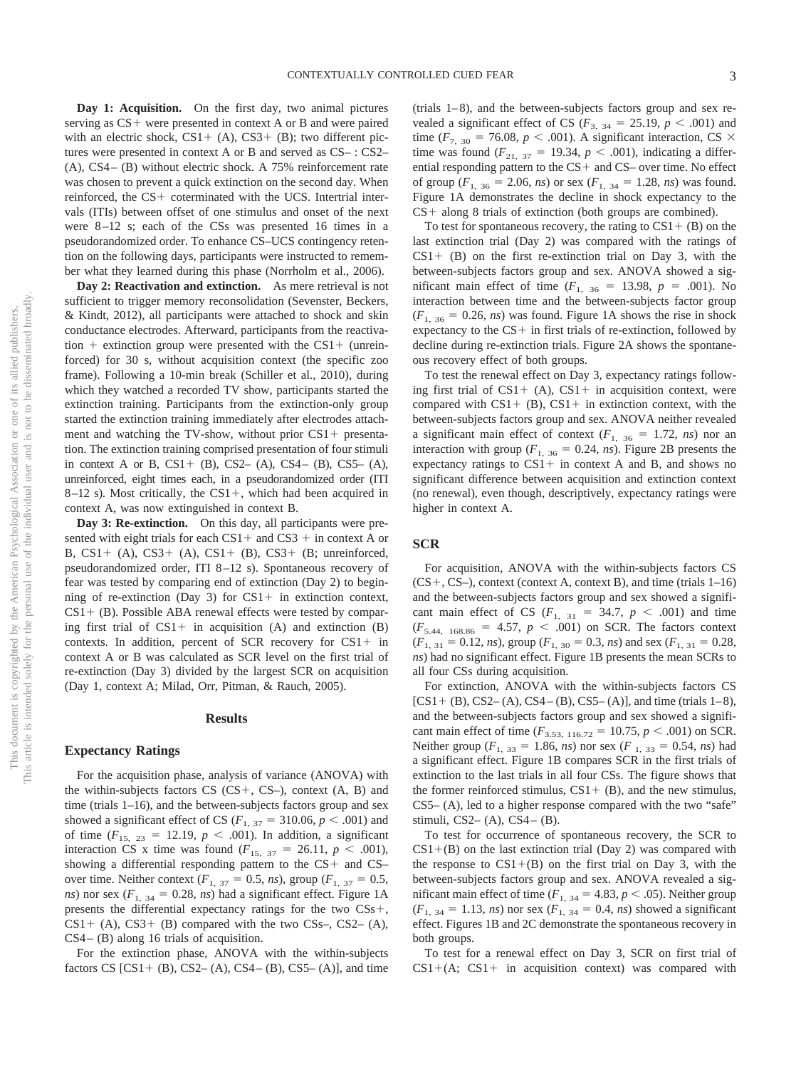**Day 1: Acquisition.** On the first day, two animal pictures serving as CS+ were presented in context A or B and were paired with an electric shock, CS1+ (A), CS3+ (B); two different pictures were presented in context A or B and served as CS– : CS2– (A), CS4– (B) without electric shock. A 75% reinforcement rate was chosen to prevent a quick extinction on the second day. When reinforced, the CS+ coterminated with the UCS. Intertrial intervals (ITIs) between offset of one stimulus and onset of the next were 8–12 s; each of the CSs was presented 16 times in a pseudorandomized order. To enhance CS–UCS contingency retention on the following days, participants were instructed to remember what they learned during this phase (Norrholm et al., 2006).

**Day 2: Reactivation and extinction.** As mere retrieval is not sufficient to trigger memory reconsolidation (Sevenster, Beckers, & Kindt, 2012), all participants were attached to shock and skin conductance electrodes. Afterward, participants from the reactivation + extinction group were presented with the CS1+ (unreinforced) for 30 s, without acquisition context (the specific zoo frame). Following a 10-min break (Schiller et al., 2010), during which they watched a recorded TV show, participants started the extinction training. Participants from the extinction-only group started the extinction training immediately after electrodes attachment and watching the TV-show, without prior CS1+ presentation. The extinction training comprised presentation of four stimuli in context A or B, CS1+ (B), CS2– (A), CS4– (B), CS5– (A), unreinforced, eight times each, in a pseudorandomized order (ITI 8–12 s). Most critically, the CS1+, which had been acquired in context A, was now extinguished in context B.

**Day 3: Re-extinction.** On this day, all participants were presented with eight trials for each CS1+ and CS3 + in context A or B, CS1+ (A), CS3+ (A), CS1+ (B), CS3+ (B; unreinforced, pseudorandomized order, ITI 8–12 s). Spontaneous recovery of fear was tested by comparing end of extinction (Day 2) to beginning of re-extinction (Day 3) for CS1+ in extinction context, CS1+ (B). Possible ABA renewal effects were tested by comparing first trial of CS1+ in acquisition (A) and extinction (B) contexts. In addition, percent of SCR recovery for CS1+ in context A or B was calculated as SCR level on the first trial of re-extinction (Day 3) divided by the largest SCR on acquisition (Day 1, context A; Milad, Orr, Pitman, & Rauch, 2005).

## Results

### Expectancy Ratings

For the acquisition phase, analysis of variance (ANOVA) with the within-subjects factors CS (CS+, CS–), context (A, B) and time (trials 1–16), and the between-subjects factors group and sex showed a significant effect of CS ($F_{1,\ 37} = 310.06$, $p < .001$) and of time ($F_{15,\ 23} = 12.19$, $p < .001$). In addition, a significant interaction CS x time was found ($F_{15,\ 37} = 26.11$, $p < .001$), showing a differential responding pattern to the CS+ and CS– over time. Neither context ($F_{1,\ 37} = 0.5$, *ns*), group ($F_{1,\ 37} = 0.5$, *ns*) nor sex ($F_{1,\ 34} = 0.28$, *ns*) had a significant effect. Figure 1A presents the differential expectancy ratings for the two CSs+, CS1+ (A), CS3+ (B) compared with the two CSs–, CS2– (A), CS4– (B) along 16 trials of acquisition.

For the extinction phase, ANOVA with the within-subjects factors CS [CS1+ (B), CS2– (A), CS4– (B), CS5– (A)], and time (trials 1–8), and the between-subjects factors group and sex revealed a significant effect of CS ($F_{3,\ 34} = 25.19$, $p < .001$) and time ($F_{7,\ 30} = 76.08$, $p < .001$). A significant interaction, CS × time was found ($F_{21,\ 37} = 19.34$, $p < .001$), indicating a differential responding pattern to the CS+ and CS– over time. No effect of group ($F_{1,\ 36} = 2.06$, *ns*) or sex ($F_{1,\ 34} = 1.28$, *ns*) was found. Figure 1A demonstrates the decline in shock expectancy to the CS+ along 8 trials of extinction (both groups are combined).

To test for spontaneous recovery, the rating to CS1+ (B) on the last extinction trial (Day 2) was compared with the ratings of CS1+ (B) on the first re-extinction trial on Day 3, with the between-subjects factors group and sex. ANOVA showed a significant main effect of time ($F_{1,\ 36} = 13.98$, $p = .001$). No interaction between time and the between-subjects factor group ($F_{1,\ 36} = 0.26$, *ns*) was found. Figure 1A shows the rise in shock expectancy to the CS+ in first trials of re-extinction, followed by decline during re-extinction trials. Figure 2A shows the spontaneous recovery effect of both groups.

To test the renewal effect on Day 3, expectancy ratings following first trial of CS1+ (A), CS1+ in acquisition context, were compared with CS1+ (B), CS1+ in extinction context, with the between-subjects factors group and sex. ANOVA neither revealed a significant main effect of context ($F_{1,\ 36} = 1.72$, *ns*) nor an interaction with group ($F_{1,\ 36} = 0.24$, *ns*). Figure 2B presents the expectancy ratings to CS1+ in context A and B, and shows no significant difference between acquisition and extinction context (no renewal), even though, descriptively, expectancy ratings were higher in context A.

### SCR

For acquisition, ANOVA with the within-subjects factors CS (CS+, CS–), context (context A, context B), and time (trials 1–16) and the between-subjects factors group and sex showed a significant main effect of CS ($F_{1,\ 31} = 34.7$, $p < .001$) and time ($F_{5.44,\ 168.86} = 4.57$, $p < .001$) on SCR. The factors context ($F_{1,\ 31} = 0.12$, *ns*), group ($F_{1,\ 30} = 0.3$, *ns*) and sex ($F_{1,\ 31} = 0.28$, *ns*) had no significant effect. Figure 1B presents the mean SCRs to all four CSs during acquisition.

For extinction, ANOVA with the within-subjects factors CS [CS1+ (B), CS2– (A), CS4– (B), CS5– (A)], and time (trials 1–8), and the between-subjects factors group and sex showed a significant main effect of time ($F_{3.53,\ 116.72} = 10.75$, $p < .001$) on SCR. Neither group ($F_{1,\ 33} = 1.86$, *ns*) nor sex ($F_{1,\ 33} = 0.54$, *ns*) had a significant effect. Figure 1B compares SCR in the first trials of extinction to the last trials in all four CSs. The figure shows that the former reinforced stimulus, CS1+ (B), and the new stimulus, CS5– (A), led to a higher response compared with the two "safe" stimuli, CS2– (A), CS4– (B).

To test for occurrence of spontaneous recovery, the SCR to CS1+(B) on the last extinction trial (Day 2) was compared with the response to CS1+(B) on the first trial on Day 3, with the between-subjects factors group and sex. ANOVA revealed a significant main effect of time ($F_{1,\ 34} = 4.83$, $p < .05$). Neither group ($F_{1,\ 34} = 1.13$, *ns*) nor sex ($F_{1,\ 34} = 0.4$, *ns*) showed a significant effect. Figures 1B and 2C demonstrate the spontaneous recovery in both groups.

To test for a renewal effect on Day 3, SCR on first trial of CS1+(A; CS1+ in acquisition context) was compared with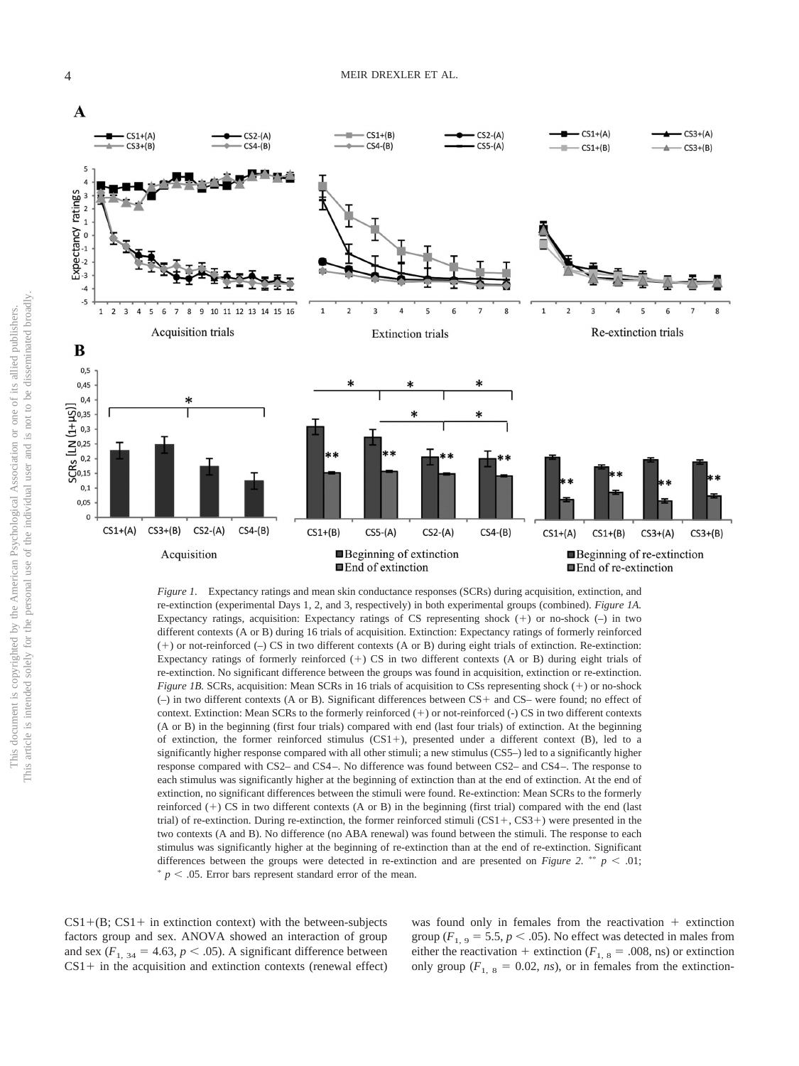*Figure 1.* Expectancy ratings and mean skin conductance responses (SCRs) during acquisition, extinction, and re-extinction (experimental Days 1, 2, and 3, respectively) in both experimental groups (combined). *Figure 1A.* Expectancy ratings, acquisition: Expectancy ratings of CS representing shock (+) or no-shock (–) in two different contexts (A or B) during 16 trials of acquisition. Extinction: Expectancy ratings of formerly reinforced (+) or not-reinforced (–) CS in two different contexts (A or B) during eight trials of extinction. Re-extinction: Expectancy ratings of formerly reinforced (+) CS in two different contexts (A or B) during eight trials of re-extinction. No significant difference between the groups was found in acquisition, extinction or re-extinction. *Figure 1B.* SCRs, acquisition: Mean SCRs in 16 trials of acquisition to CSs representing shock (+) or no-shock (–) in two different contexts (A or B). Significant differences between CS+ and CS– were found; no effect of context. Extinction: Mean SCRs to the formerly reinforced (+) or not-reinforced (-) CS in two different contexts (A or B) in the beginning (first four trials) compared with end (last four trials) of extinction. At the beginning of extinction, the former reinforced stimulus (CS1+), presented under a different context (B), led to a significantly higher response compared with all other stimuli; a new stimulus (CS5–) led to a significantly higher response compared with CS2– and CS4–. No difference was found between CS2– and CS4–. The response to each stimulus was significantly higher at the beginning of extinction than at the end of extinction. At the end of extinction, no significant differences between the stimuli were found. Re-extinction: Mean SCRs to the formerly reinforced (+) CS in two different contexts (A or B) in the beginning (first trial) compared with the end (last trial) of re-extinction. During re-extinction, the former reinforced stimuli (CS1+, CS3+) were presented in the two contexts (A and B). No difference (no ABA renewal) was found between the stimuli. The response to each stimulus was significantly higher at the beginning of re-extinction than at the end of re-extinction. Significant differences between the groups were detected in re-extinction and are presented on *Figure 2.* ** $p < .01$; * $p < .05$. Error bars represent standard error of the mean.

CS1+(B; CS1+ in extinction context) with the between-subjects factors group and sex. ANOVA showed an interaction of group and sex ($F_{1, 34} = 4.63$, $p < .05$). A significant difference between CS1+ in the acquisition and extinction contexts (renewal effect) was found only in females from the reactivation + extinction group ($F_{1, 9} = 5.5$, $p < .05$). No effect was detected in males from either the reactivation + extinction ($F_{1, 8} = .008$, ns) or extinction only group ($F_{1, 8} = 0.02$, *ns*), or in females from the extinction-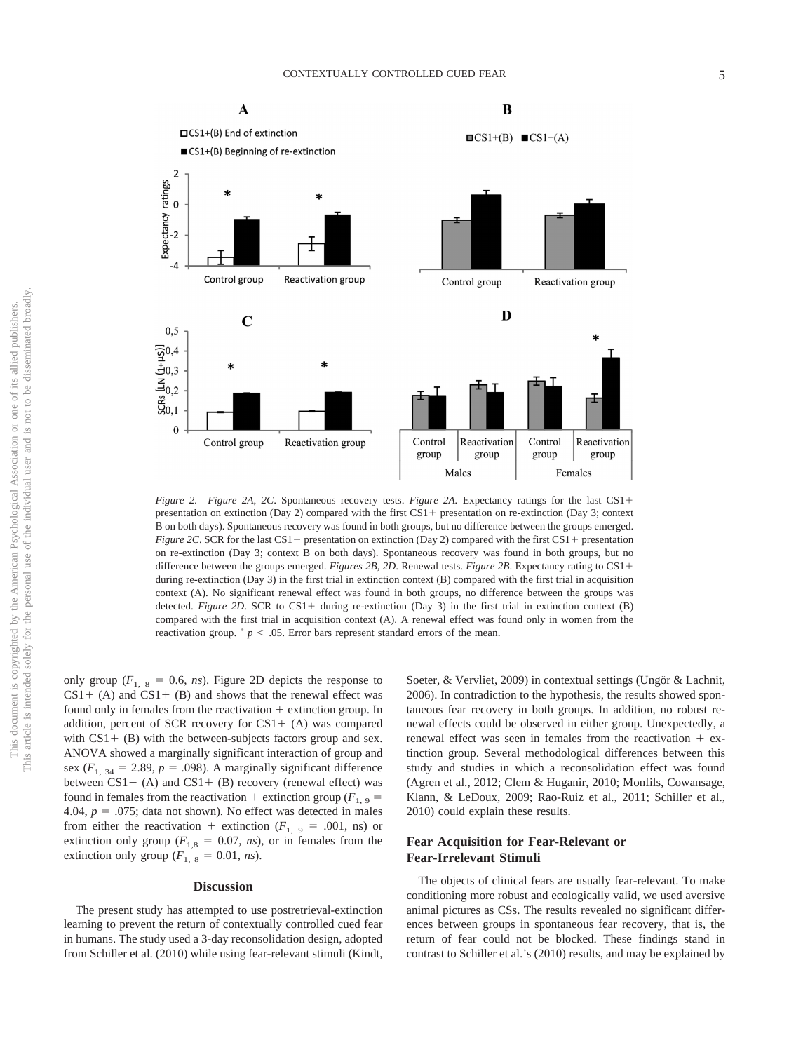*Figure 2.* *Figure 2A, 2C*. Spontaneous recovery tests. *Figure 2A.* Expectancy ratings for the last CS1+ presentation on extinction (Day 2) compared with the first CS1+ presentation on re-extinction (Day 3; context B on both days). Spontaneous recovery was found in both groups, but no difference between the groups emerged. *Figure 2C*. SCR for the last CS1+ presentation on extinction (Day 2) compared with the first CS1+ presentation on re-extinction (Day 3; context B on both days). Spontaneous recovery was found in both groups, but no difference between the groups emerged. *Figures 2B, 2D*. Renewal tests. *Figure 2B*. Expectancy rating to CS1+ during re-extinction (Day 3) in the first trial in extinction context (B) compared with the first trial in acquisition context (A). No significant renewal effect was found in both groups, no difference between the groups was detected. *Figure 2D*. SCR to CS1+ during re-extinction (Day 3) in the first trial in extinction context (B) compared with the first trial in acquisition context (A). A renewal effect was found only in women from the reactivation group. * $p < .05$. Error bars represent standard errors of the mean.

only group ($F_{1,\ 8} = 0.6$, *ns*). Figure 2D depicts the response to CS1+ (A) and CS1+ (B) and shows that the renewal effect was found only in females from the reactivation + extinction group. In addition, percent of SCR recovery for CS1+ (A) was compared with CS1+ (B) with the between-subjects factors group and sex. ANOVA showed a marginally significant interaction of group and sex ($F_{1,\ 34} = 2.89$, $p = .098$). A marginally significant difference between CS1+ (A) and CS1+ (B) recovery (renewal effect) was found in females from the reactivation + extinction group ($F_{1,\ 9} = 4.04$, $p = .075$; data not shown). No effect was detected in males from either the reactivation + extinction ($F_{1,\ 9} = .001$, ns) or extinction only group ($F_{1,8} = 0.07$, *ns*), or in females from the extinction only group ($F_{1,\ 8} = 0.01$, *ns*).

## Discussion

The present study has attempted to use postretrieval-extinction learning to prevent the return of contextually controlled cued fear in humans. The study used a 3-day reconsolidation design, adopted from Schiller et al. (2010) while using fear-relevant stimuli (Kindt, Soeter, & Vervliet, 2009) in contextual settings (Ungör & Lachnit, 2006). In contradiction to the hypothesis, the results showed spontaneous fear recovery in both groups. In addition, no robust renewal effects could be observed in either group. Unexpectedly, a renewal effect was seen in females from the reactivation + extinction group. Several methodological differences between this study and studies in which a reconsolidation effect was found (Agren et al., 2012; Clem & Huganir, 2010; Monfils, Cowansage, Klann, & LeDoux, 2009; Rao-Ruiz et al., 2011; Schiller et al., 2010) could explain these results.

### Fear Acquisition for Fear-Relevant or Fear-Irrelevant Stimuli

The objects of clinical fears are usually fear-relevant. To make conditioning more robust and ecologically valid, we used aversive animal pictures as CSs. The results revealed no significant differences between groups in spontaneous fear recovery, that is, the return of fear could not be blocked. These findings stand in contrast to Schiller et al.'s (2010) results, and may be explained by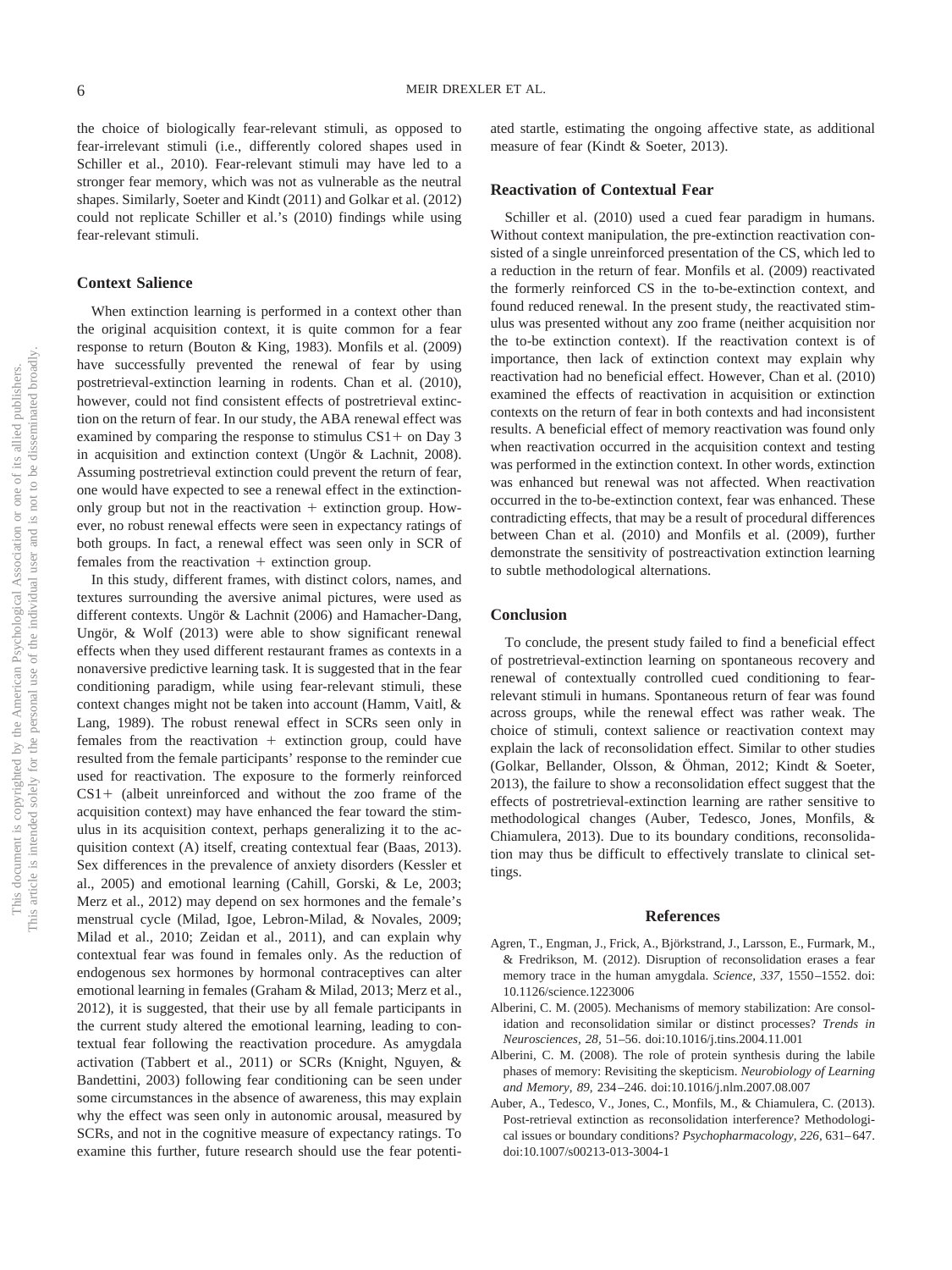the choice of biologically fear-relevant stimuli, as opposed to fear-irrelevant stimuli (i.e., differently colored shapes used in Schiller et al., 2010). Fear-relevant stimuli may have led to a stronger fear memory, which was not as vulnerable as the neutral shapes. Similarly, Soeter and Kindt (2011) and Golkar et al. (2012) could not replicate Schiller et al.'s (2010) findings while using fear-relevant stimuli.

## Context Salience

When extinction learning is performed in a context other than the original acquisition context, it is quite common for a fear response to return (Bouton & King, 1983). Monfils et al. (2009) have successfully prevented the renewal of fear by using postretrieval-extinction learning in rodents. Chan et al. (2010), however, could not find consistent effects of postretrieval extinction on the return of fear. In our study, the ABA renewal effect was examined by comparing the response to stimulus CS1+ on Day 3 in acquisition and extinction context (Ungör & Lachnit, 2008). Assuming postretrieval extinction could prevent the return of fear, one would have expected to see a renewal effect in the extinction-only group but not in the reactivation + extinction group. However, no robust renewal effects were seen in expectancy ratings of both groups. In fact, a renewal effect was seen only in SCR of females from the reactivation + extinction group.

In this study, different frames, with distinct colors, names, and textures surrounding the aversive animal pictures, were used as different contexts. Ungör & Lachnit (2006) and Hamacher-Dang, Ungör, & Wolf (2013) were able to show significant renewal effects when they used different restaurant frames as contexts in a nonaversive predictive learning task. It is suggested that in the fear conditioning paradigm, while using fear-relevant stimuli, these context changes might not be taken into account (Hamm, Vaitl, & Lang, 1989). The robust renewal effect in SCRs seen only in females from the reactivation + extinction group, could have resulted from the female participants' response to the reminder cue used for reactivation. The exposure to the formerly reinforced CS1+ (albeit unreinforced and without the zoo frame of the acquisition context) may have enhanced the fear toward the stimulus in its acquisition context, perhaps generalizing it to the acquisition context (A) itself, creating contextual fear (Baas, 2013). Sex differences in the prevalence of anxiety disorders (Kessler et al., 2005) and emotional learning (Cahill, Gorski, & Le, 2003; Merz et al., 2012) may depend on sex hormones and the female's menstrual cycle (Milad, Igoe, Lebron-Milad, & Novales, 2009; Milad et al., 2010; Zeidan et al., 2011), and can explain why contextual fear was found in females only. As the reduction of endogenous sex hormones by hormonal contraceptives can alter emotional learning in females (Graham & Milad, 2013; Merz et al., 2012), it is suggested, that their use by all female participants in the current study altered the emotional learning, leading to contextual fear following the reactivation procedure. As amygdala activation (Tabbert et al., 2011) or SCRs (Knight, Nguyen, & Bandettini, 2003) following fear conditioning can be seen under some circumstances in the absence of awareness, this may explain why the effect was seen only in autonomic arousal, measured by SCRs, and not in the cognitive measure of expectancy ratings. To examine this further, future research should use the fear potentiated startle, estimating the ongoing affective state, as additional measure of fear (Kindt & Soeter, 2013).

## Reactivation of Contextual Fear

Schiller et al. (2010) used a cued fear paradigm in humans. Without context manipulation, the pre-extinction reactivation consisted of a single unreinforced presentation of the CS, which led to a reduction in the return of fear. Monfils et al. (2009) reactivated the formerly reinforced CS in the to-be-extinction context, and found reduced renewal. In the present study, the reactivated stimulus was presented without any zoo frame (neither acquisition nor the to-be extinction context). If the reactivation context is of importance, then lack of extinction context may explain why reactivation had no beneficial effect. However, Chan et al. (2010) examined the effects of reactivation in acquisition or extinction contexts on the return of fear in both contexts and had inconsistent results. A beneficial effect of memory reactivation was found only when reactivation occurred in the acquisition context and testing was performed in the extinction context. In other words, extinction was enhanced but renewal was not affected. When reactivation occurred in the to-be-extinction context, fear was enhanced. These contradicting effects, that may be a result of procedural differences between Chan et al. (2010) and Monfils et al. (2009), further demonstrate the sensitivity of postreactivation extinction learning to subtle methodological alternations.

## Conclusion

To conclude, the present study failed to find a beneficial effect of postretrieval-extinction learning on spontaneous recovery and renewal of contextually controlled cued conditioning to fear-relevant stimuli in humans. Spontaneous return of fear was found across groups, while the renewal effect was rather weak. The choice of stimuli, context salience or reactivation context may explain the lack of reconsolidation effect. Similar to other studies (Golkar, Bellander, Olsson, & Öhman, 2012; Kindt & Soeter, 2013), the failure to show a reconsolidation effect suggest that the effects of postretrieval-extinction learning are rather sensitive to methodological changes (Auber, Tedesco, Jones, Monfils, & Chiamulera, 2013). Due to its boundary conditions, reconsolidation may thus be difficult to effectively translate to clinical settings.

## References

Agren, T., Engman, J., Frick, A., Björkstrand, J., Larsson, E., Furmark, M., & Fredrikson, M. (2012). Disruption of reconsolidation erases a fear memory trace in the human amygdala. *Science, 337,* 1550–1552. doi:10.1126/science.1223006

Alberini, C. M. (2005). Mechanisms of memory stabilization: Are consolidation and reconsolidation similar or distinct processes? *Trends in Neurosciences, 28,* 51–56. doi:10.1016/j.tins.2004.11.001

Alberini, C. M. (2008). The role of protein synthesis during the labile phases of memory: Revisiting the skepticism. *Neurobiology of Learning and Memory, 89,* 234–246. doi:10.1016/j.nlm.2007.08.007

Auber, A., Tedesco, V., Jones, C., Monfils, M., & Chiamulera, C. (2013). Post-retrieval extinction as reconsolidation interference? Methodological issues or boundary conditions? *Psychopharmacology, 226,* 631–647. doi:10.1007/s00213-013-3004-1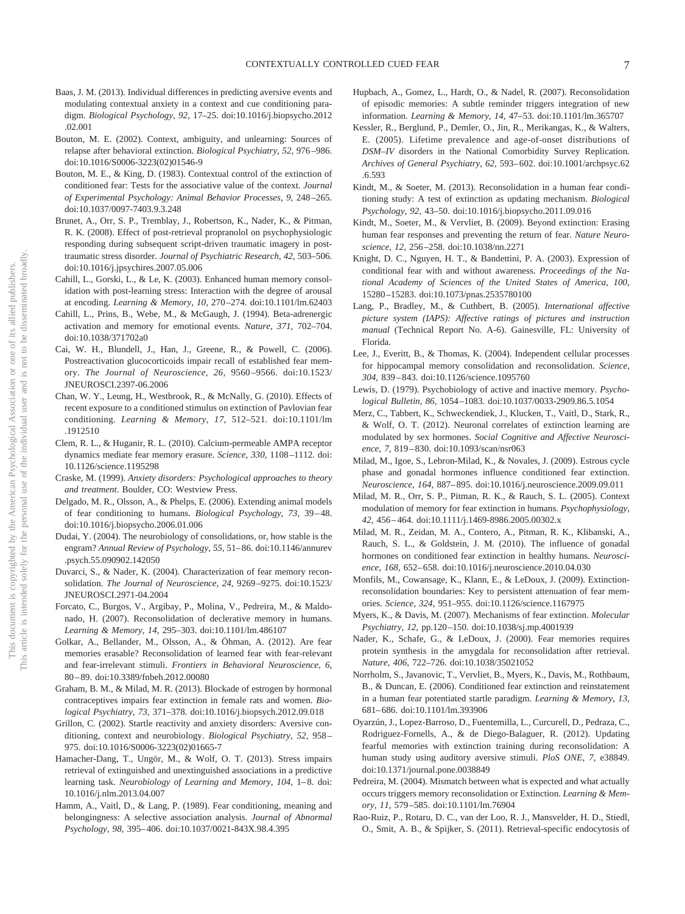Baas, J. M. (2013). Individual differences in predicting aversive events and modulating contextual anxiety in a context and cue conditioning paradigm. *Biological Psychology, 92,* 17–25. doi:10.1016/j.biopsycho.2012.02.001

Bouton, M. E. (2002). Context, ambiguity, and unlearning: Sources of relapse after behavioral extinction. *Biological Psychiatry, 52,* 976–986. doi:10.1016/S0006-3223(02)01546-9

Bouton, M. E., & King, D. (1983). Contextual control of the extinction of conditioned fear: Tests for the associative value of the context. *Journal of Experimental Psychology: Animal Behavior Processes, 9,* 248–265. doi:10.1037/0097-7403.9.3.248

Brunet, A., Orr, S. P., Tremblay, J., Robertson, K., Nader, K., & Pitman, R. K. (2008). Effect of post-retrieval propranolol on psychophysiologic responding during subsequent script-driven traumatic imagery in post-traumatic stress disorder. *Journal of Psychiatric Research, 42,* 503–506. doi:10.1016/j.jpsychires.2007.05.006

Cahill, L., Gorski, L., & Le, K. (2003). Enhanced human memory consolidation with post-learning stress: Interaction with the degree of arousal at encoding. *Learning & Memory, 10,* 270–274. doi:10.1101/lm.62403

Cahill, L., Prins, B., Webe, M., & McGaugh, J. (1994). Beta-adrenergic activation and memory for emotional events. *Nature, 371,* 702–704. doi:10.1038/371702a0

Cai, W. H., Blundell, J., Han, J., Greene, R., & Powell, C. (2006). Postreactivation glucocorticoids impair recall of established fear memory. *The Journal of Neuroscience, 26,* 9560–9566. doi:10.1523/JNEUROSCI.2397-06.2006

Chan, W. Y., Leung, H., Westbrook, R., & McNally, G. (2010). Effects of recent exposure to a conditioned stimulus on extinction of Pavlovian fear conditioning. *Learning & Memory, 17,* 512–521. doi:10.1101/lm.1912510

Clem, R. L., & Huganir, R. L. (2010). Calcium-permeable AMPA receptor dynamics mediate fear memory erasure. *Science, 330,* 1108–1112. doi:10.1126/science.1195298

Craske, M. (1999). *Anxiety disorders: Psychological approaches to theory and treatment.* Boulder, CO: Westview Press.

Delgado, M. R., Olsson, A., & Phelps, E. (2006). Extending animal models of fear conditioning to humans. *Biological Psychology, 73,* 39–48. doi:10.1016/j.biopsycho.2006.01.006

Dudai, Y. (2004). The neurobiology of consolidations, or, how stable is the engram? *Annual Review of Psychology, 55,* 51–86. doi:10.1146/annurev.psych.55.090902.142050

Duvarci, S., & Nader, K. (2004). Characterization of fear memory reconsolidation. *The Journal of Neuroscience, 24,* 9269–9275. doi:10.1523/JNEUROSCI.2971-04.2004

Forcato, C., Burgos, V., Argibay, P., Molina, V., Pedreira, M., & Maldonado, H. (2007). Reconsolidation of declerative memory in humans. *Learning & Memory, 14,* 295–303. doi:10.1101/lm.486107

Golkar, A., Bellander, M., Olsson, A., & Öhman, A. (2012). Are fear memories erasable? Reconsolidation of learned fear with fear-relevant and fear-irrelevant stimuli. *Frontiers in Behavioral Neuroscience, 6,* 80–89. doi:10.3389/fnbeh.2012.00080

Graham, B. M., & Milad, M. R. (2013). Blockade of estrogen by hormonal contraceptives impairs fear extinction in female rats and women. *Biological Psychiatry, 73,* 371–378. doi:10.1016/j.biopsych.2012.09.018

Grillon, C. (2002). Startle reactivity and anxiety disorders: Aversive conditioning, context and neurobiology. *Biological Psychiatry, 52,* 958–975. doi:10.1016/S0006-3223(02)01665-7

Hamacher-Dang, T., Ungör, M., & Wolf, O. T. (2013). Stress impairs retrieval of extinguished and unextinguished associations in a predictive learning task. *Neurobiology of Learning and Memory, 104,* 1–8. doi:10.1016/j.nlm.2013.04.007

Hamm, A., Vaitl, D., & Lang, P. (1989). Fear conditioning, meaning and belongingness: A selective association analysis. *Journal of Abnormal Psychology, 98,* 395–406. doi:10.1037/0021-843X.98.4.395

Hupbach, A., Gomez, L., Hardt, O., & Nadel, R. (2007). Reconsolidation of episodic memories: A subtle reminder triggers integration of new information. *Learning & Memory, 14,* 47–53. doi:10.1101/lm.365707

Kessler, R., Berglund, P., Demler, O., Jin, R., Merikangas, K., & Walters, E. (2005). Lifetime prevalence and age-of-onset distributions of *DSM–IV* disorders in the National Comorbidity Survey Replication. *Archives of General Psychiatry, 62,* 593–602. doi:10.1001/archpsyc.62.6.593

Kindt, M., & Soeter, M. (2013). Reconsolidation in a human fear conditioning study: A test of extinction as updating mechanism. *Biological Psychology, 92,* 43–50. doi:10.1016/j.biopsycho.2011.09.016

Kindt, M., Soeter, M., & Vervliet, B. (2009). Beyond extinction: Erasing human fear responses and preventing the return of fear. *Nature Neuroscience, 12,* 256–258. doi:10.1038/nn.2271

Knight, D. C., Nguyen, H. T., & Bandettini, P. A. (2003). Expression of conditional fear with and without awareness. *Proceedings of the National Academy of Sciences of the United States of America, 100,* 15280–15283. doi:10.1073/pnas.2535780100

Lang, P., Bradley, M., & Cuthbert, B. (2005). *International affective picture system (IAPS): Affective ratings of pictures and instruction manual* (Technical Report No. A-6). Gainesville, FL: University of Florida.

Lee, J., Everitt, B., & Thomas, K. (2004). Independent cellular processes for hippocampal memory consolidation and reconsolidation. *Science, 304,* 839–843. doi:10.1126/science.1095760

Lewis, D. (1979). Psychobiology of active and inactive memory. *Psychological Bulletin, 86,* 1054–1083. doi:10.1037/0033-2909.86.5.1054

Merz, C., Tabbert, K., Schweckendiek, J., Klucken, T., Vaitl, D., Stark, R., & Wolf, O. T. (2012). Neuronal correlates of extinction learning are modulated by sex hormones. *Social Cognitive and Affective Neuroscience, 7,* 819–830. doi:10.1093/scan/nsr063

Milad, M., Igoe, S., Lebron-Milad, K., & Novales, J. (2009). Estrous cycle phase and gonadal hormones influence conditioned fear extinction. *Neuroscience, 164,* 887–895. doi:10.1016/j.neuroscience.2009.09.011

Milad, M. R., Orr, S. P., Pitman, R. K., & Rauch, S. L. (2005). Context modulation of memory for fear extinction in humans. *Psychophysiology, 42,* 456–464. doi:10.1111/j.1469-8986.2005.00302.x

Milad, M. R., Zeidan, M. A., Contero, A., Pitman, R. K., Klibanski, A., Rauch, S. L., & Goldstein, J. M. (2010). The influence of gonadal hormones on conditioned fear extinction in healthy humans. *Neuroscience, 168,* 652–658. doi:10.1016/j.neuroscience.2010.04.030

Monfils, M., Cowansage, K., Klann, E., & LeDoux, J. (2009). Extinction-reconsolidation boundaries: Key to persistent attenuation of fear memories. *Science, 324,* 951–955. doi:10.1126/science.1167975

Myers, K., & Davis, M. (2007). Mechanisms of fear extinction. *Molecular Psychiatry, 12,* pp.120–150. doi:10.1038/sj.mp.4001939

Nader, K., Schafe, G., & LeDoux, J. (2000). Fear memories requires protein synthesis in the amygdala for reconsolidation after retrieval. *Nature, 406,* 722–726. doi:10.1038/35021052

Norrholm, S., Javanovic, T., Vervliet, B., Myers, K., Davis, M., Rothbaum, B., & Duncan, E. (2006). Conditioned fear extinction and reinstatement in a human fear potentiated startle paradigm. *Learning & Memory, 13,* 681–686. doi:10.1101/lm.393906

Oyarzún, J., Lopez-Barroso, D., Fuentemilla, L., Curcurell, D., Pedraza, C., Rodriguez-Fornells, A., & de Diego-Balaguer, R. (2012). Updating fearful memories with extinction training during reconsolidation: A human study using auditory aversive stimuli. *PloS ONE, 7,* e38849. doi:10.1371/journal.pone.0038849

Pedreira, M. (2004). Mismatch between what is expected and what actually occurs triggers memory reconsolidation or Extinction. *Learning & Memory, 11,* 579–585. doi:10.1101/lm.76904

Rao-Ruiz, P., Rotaru, D. C., van der Loo, R. J., Mansvelder, H. D., Stiedl, O., Smit, A. B., & Spijker, S. (2011). Retrieval-specific endocytosis of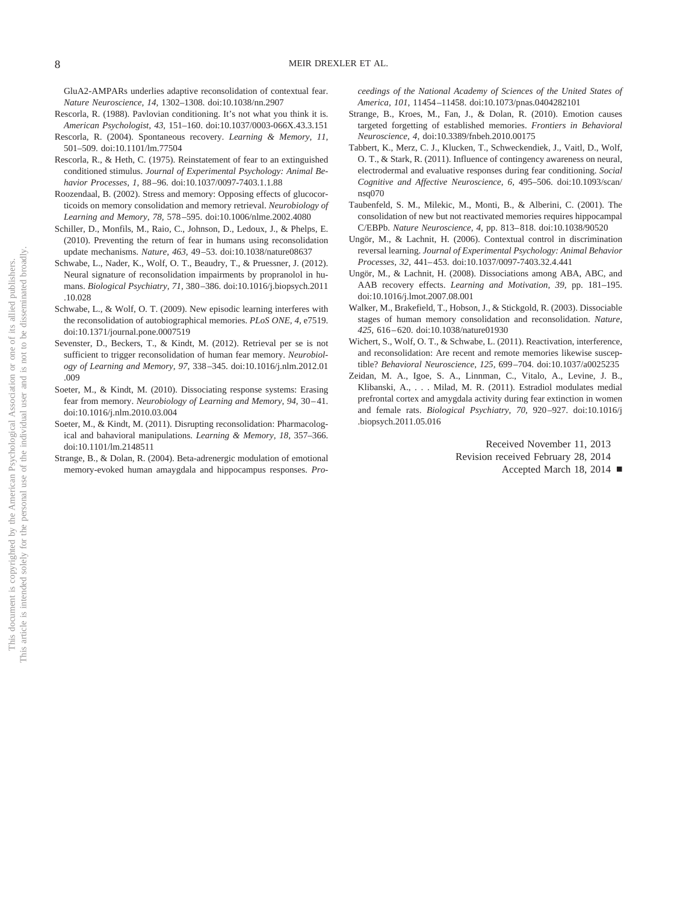GluA2-AMPARs underlies adaptive reconsolidation of contextual fear. *Nature Neuroscience, 14,* 1302–1308. doi:10.1038/nn.2907

Rescorla, R. (1988). Pavlovian conditioning. It's not what you think it is. *American Psychologist, 43,* 151–160. doi:10.1037/0003-066X.43.3.151

Rescorla, R. (2004). Spontaneous recovery. *Learning & Memory, 11,* 501–509. doi:10.1101/lm.77504

Rescorla, R., & Heth, C. (1975). Reinstatement of fear to an extinguished conditioned stimulus. *Journal of Experimental Psychology: Animal Behavior Processes, 1,* 88–96. doi:10.1037/0097-7403.1.1.88

Roozendaal, B. (2002). Stress and memory: Opposing effects of glucocorticoids on memory consolidation and memory retrieval. *Neurobiology of Learning and Memory, 78,* 578–595. doi:10.1006/nlme.2002.4080

Schiller, D., Monfils, M., Raio, C., Johnson, D., Ledoux, J., & Phelps, E. (2010). Preventing the return of fear in humans using reconsolidation update mechanisms. *Nature, 463,* 49–53. doi:10.1038/nature08637

Schwabe, L., Nader, K., Wolf, O. T., Beaudry, T., & Pruessner, J. (2012). Neural signature of reconsolidation impairments by propranolol in humans. *Biological Psychiatry, 71,* 380–386. doi:10.1016/j.biopsych.2011.10.028

Schwabe, L., & Wolf, O. T. (2009). New episodic learning interferes with the reconsolidation of autobiographical memories. *PLoS ONE, 4,* e7519. doi:10.1371/journal.pone.0007519

Sevenster, D., Beckers, T., & Kindt, M. (2012). Retrieval per se is not sufficient to trigger reconsolidation of human fear memory. *Neurobiology of Learning and Memory, 97,* 338–345. doi:10.1016/j.nlm.2012.01.009

Soeter, M., & Kindt, M. (2010). Dissociating response systems: Erasing fear from memory. *Neurobiology of Learning and Memory, 94,* 30–41. doi:10.1016/j.nlm.2010.03.004

Soeter, M., & Kindt, M. (2011). Disrupting reconsolidation: Pharmacological and bahavioral manipulations. *Learning & Memory, 18,* 357–366. doi:10.1101/lm.2148511

Strange, B., & Dolan, R. (2004). Beta-adrenergic modulation of emotional memory-evoked human amaygdala and hippocampus responses. *Proceedings of the National Academy of Sciences of the United States of America, 101,* 11454–11458. doi:10.1073/pnas.0404282101

Strange, B., Kroes, M., Fan, J., & Dolan, R. (2010). Emotion causes targeted forgetting of established memories. *Frontiers in Behavioral Neuroscience, 4,* doi:10.3389/fnbeh.2010.00175

Tabbert, K., Merz, C. J., Klucken, T., Schweckendiek, J., Vaitl, D., Wolf, O. T., & Stark, R. (2011). Influence of contingency awareness on neural, electrodermal and evaluative responses during fear conditioning. *Social Cognitive and Affective Neuroscience, 6,* 495–506. doi:10.1093/scan/nsq070

Taubenfeld, S. M., Milekic, M., Monti, B., & Alberini, C. (2001). The consolidation of new but not reactivated memories requires hippocampal C/EBPb. *Nature Neuroscience, 4,* pp. 813–818. doi:10.1038/90520

Ungör, M., & Lachnit, H. (2006). Contextual control in discrimination reversal learning. *Journal of Experimental Psychology: Animal Behavior Processes, 32,* 441–453. doi:10.1037/0097-7403.32.4.441

Ungör, M., & Lachnit, H. (2008). Dissociations among ABA, ABC, and AAB recovery effects. *Learning and Motivation, 39,* pp. 181–195. doi:10.1016/j.lmot.2007.08.001

Walker, M., Brakefield, T., Hobson, J., & Stickgold, R. (2003). Dissociable stages of human memory consolidation and reconsolidation. *Nature, 425,* 616–620. doi:10.1038/nature01930

Wichert, S., Wolf, O. T., & Schwabe, L. (2011). Reactivation, interference, and reconsolidation: Are recent and remote memories likewise susceptible? *Behavioral Neuroscience, 125,* 699–704. doi:10.1037/a0025235

Zeidan, M. A., Igoe, S. A., Linnman, C., Vitalo, A., Levine, J. B., Klibanski, A., . . . Milad, M. R. (2011). Estradiol modulates medial prefrontal cortex and amygdala activity during fear extinction in women and female rats. *Biological Psychiatry, 70,* 920–927. doi:10.1016/j.biopsych.2011.05.016

Received November 11, 2013
Revision received February 28, 2014
Accepted March 18, 2014 ■